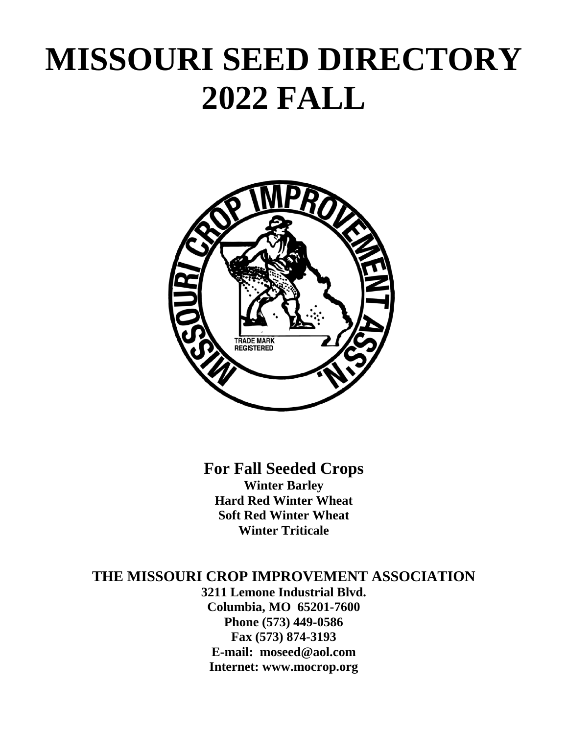# MISSOURI SEED DIRECTORY
# 2022 FALL

## For Fall Seeded Crops

**Winter Barley**
**Hard Red Winter Wheat**
**Soft Red Winter Wheat**
**Winter Triticale**

## THE MISSOURI CROP IMPROVEMENT ASSOCIATION

**3211 Lemone Industrial Blvd.**
**Columbia, MO 65201-7600**
**Phone (573) 449-0586**
**Fax (573) 874-3193**
**E-mail: moseed@aol.com**
**Internet: www.mocrop.org**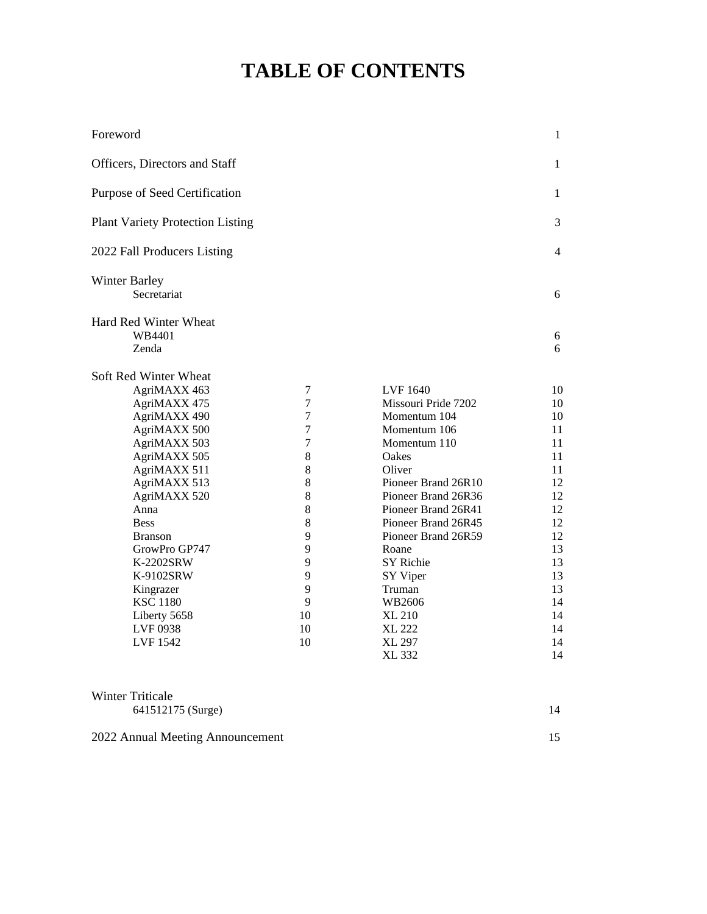# TABLE OF CONTENTS

| | |
|---|---|
| Foreword | 1 |
| Officers, Directors and Staff | 1 |
| Purpose of Seed Certification | 1 |
| Plant Variety Protection Listing | 3 |
| 2022 Fall Producers Listing | 4 |

**Winter Barley**

| | |
|---|---|
| Secretariat | 6 |

**Hard Red Winter Wheat**

| | |
|---|---|
| WB4401 | 6 |
| Zenda | 6 |

**Soft Red Winter Wheat**

| | | | |
|---|---|---|---|
| AgriMAXX 463 | 7 | LVF 1640 | 10 |
| AgriMAXX 475 | 7 | Missouri Pride 7202 | 10 |
| AgriMAXX 490 | 7 | Momentum 104 | 10 |
| AgriMAXX 500 | 7 | Momentum 106 | 11 |
| AgriMAXX 503 | 7 | Momentum 110 | 11 |
| AgriMAXX 505 | 8 | Oakes | 11 |
| AgriMAXX 511 | 8 | Oliver | 11 |
| AgriMAXX 513 | 8 | Pioneer Brand 26R10 | 12 |
| AgriMAXX 520 | 8 | Pioneer Brand 26R36 | 12 |
| Anna | 8 | Pioneer Brand 26R41 | 12 |
| Bess | 8 | Pioneer Brand 26R45 | 12 |
| Branson | 9 | Pioneer Brand 26R59 | 12 |
| GrowPro GP747 | 9 | Roane | 13 |
| K-2202SRW | 9 | SY Richie | 13 |
| K-9102SRW | 9 | SY Viper | 13 |
| Kingrazer | 9 | Truman | 13 |
| KSC 1180 | 9 | WB2606 | 14 |
| Liberty 5658 | 10 | XL 210 | 14 |
| LVF 0938 | 10 | XL 222 | 14 |
| LVF 1542 | 10 | XL 297 | 14 |
| | | XL 332 | 14 |

**Winter Triticale**

| | |
|---|---|
| 641512175 (Surge) | 14 |

| | |
|---|---|
| 2022 Annual Meeting Announcement | 15 |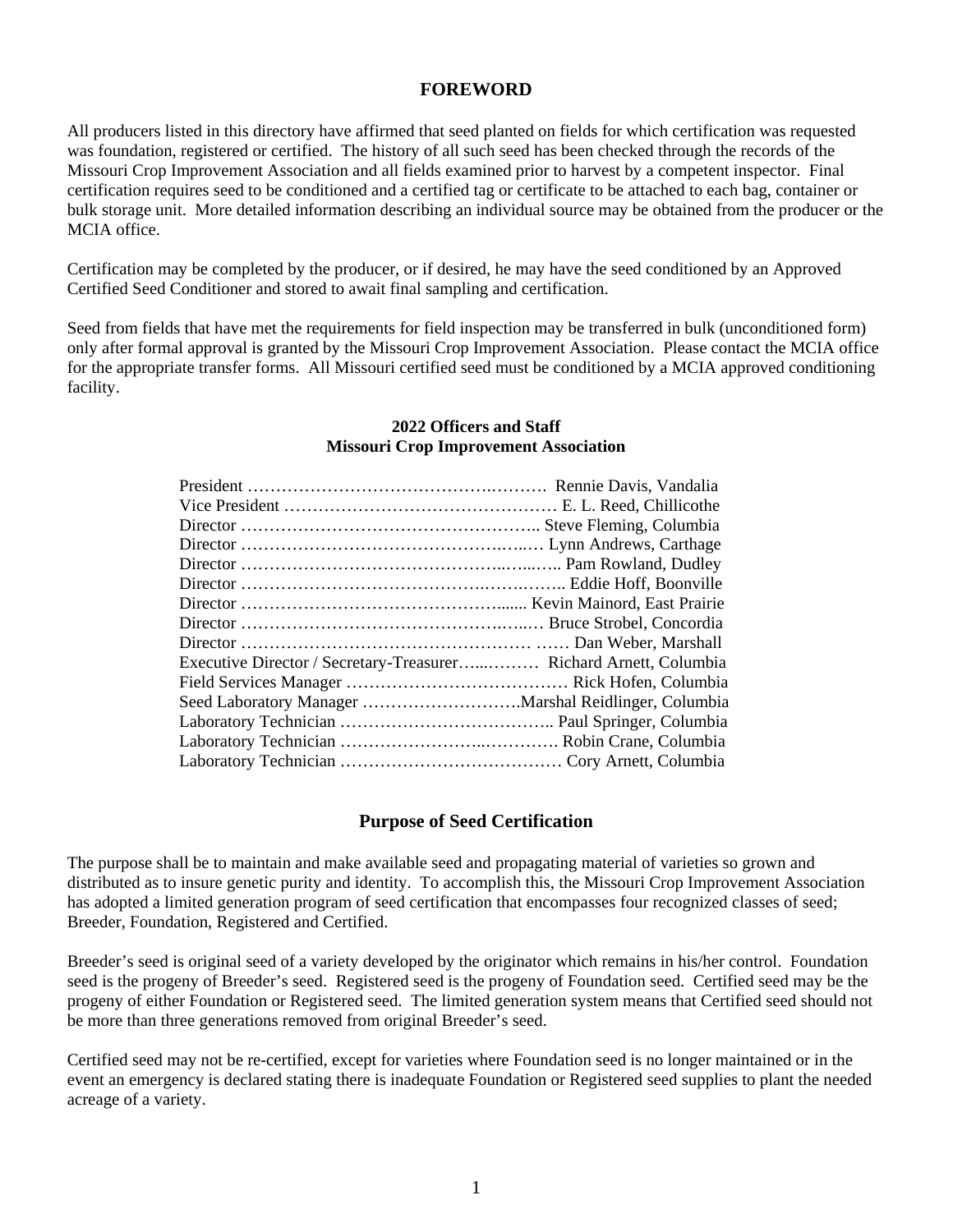## FOREWORD

All producers listed in this directory have affirmed that seed planted on fields for which certification was requested was foundation, registered or certified. The history of all such seed has been checked through the records of the Missouri Crop Improvement Association and all fields examined prior to harvest by a competent inspector. Final certification requires seed to be conditioned and a certified tag or certificate to be attached to each bag, container or bulk storage unit. More detailed information describing an individual source may be obtained from the producer or the MCIA office.

Certification may be completed by the producer, or if desired, he may have the seed conditioned by an Approved Certified Seed Conditioner and stored to await final sampling and certification.

Seed from fields that have met the requirements for field inspection may be transferred in bulk (unconditioned form) only after formal approval is granted by the Missouri Crop Improvement Association. Please contact the MCIA office for the appropriate transfer forms. All Missouri certified seed must be conditioned by a MCIA approved conditioning facility.

### 2022 Officers and Staff
### Missouri Crop Improvement Association

President …………………………………….………. Rennie Davis, Vandalia
Vice President …………………………………………. E. L. Reed, Chillicothe
Director …………………………………………….. Steve Fleming, Columbia
Director ……………………………………….…..… Lynn Andrews, Carthage
Director ……………………………………..…...….. Pam Rowland, Dudley
Director …………………………………….….….….. Eddie Hoff, Boonville
Director ……………………………………….…...... Kevin Mainord, East Prairie
Director ………………………………………….…..… Bruce Strobel, Concordia
Director …………………………………………… …… Dan Weber, Marshall
Executive Director / Secretary-Treasurer…...……… Richard Arnett, Columbia
Field Services Manager ………………………………… Rick Hofen, Columbia
Seed Laboratory Manager ……………………….Marshal Reidlinger, Columbia
Laboratory Technician ……………………………….. Paul Springer, Columbia
Laboratory Technician …………………..…………. Robin Crane, Columbia
Laboratory Technician ………………………………… Cory Arnett, Columbia

## Purpose of Seed Certification

The purpose shall be to maintain and make available seed and propagating material of varieties so grown and distributed as to insure genetic purity and identity. To accomplish this, the Missouri Crop Improvement Association has adopted a limited generation program of seed certification that encompasses four recognized classes of seed; Breeder, Foundation, Registered and Certified.

Breeder's seed is original seed of a variety developed by the originator which remains in his/her control. Foundation seed is the progeny of Breeder's seed. Registered seed is the progeny of Foundation seed. Certified seed may be the progeny of either Foundation or Registered seed. The limited generation system means that Certified seed should not be more than three generations removed from original Breeder's seed.

Certified seed may not be re-certified, except for varieties where Foundation seed is no longer maintained or in the event an emergency is declared stating there is inadequate Foundation or Registered seed supplies to plant the needed acreage of a variety.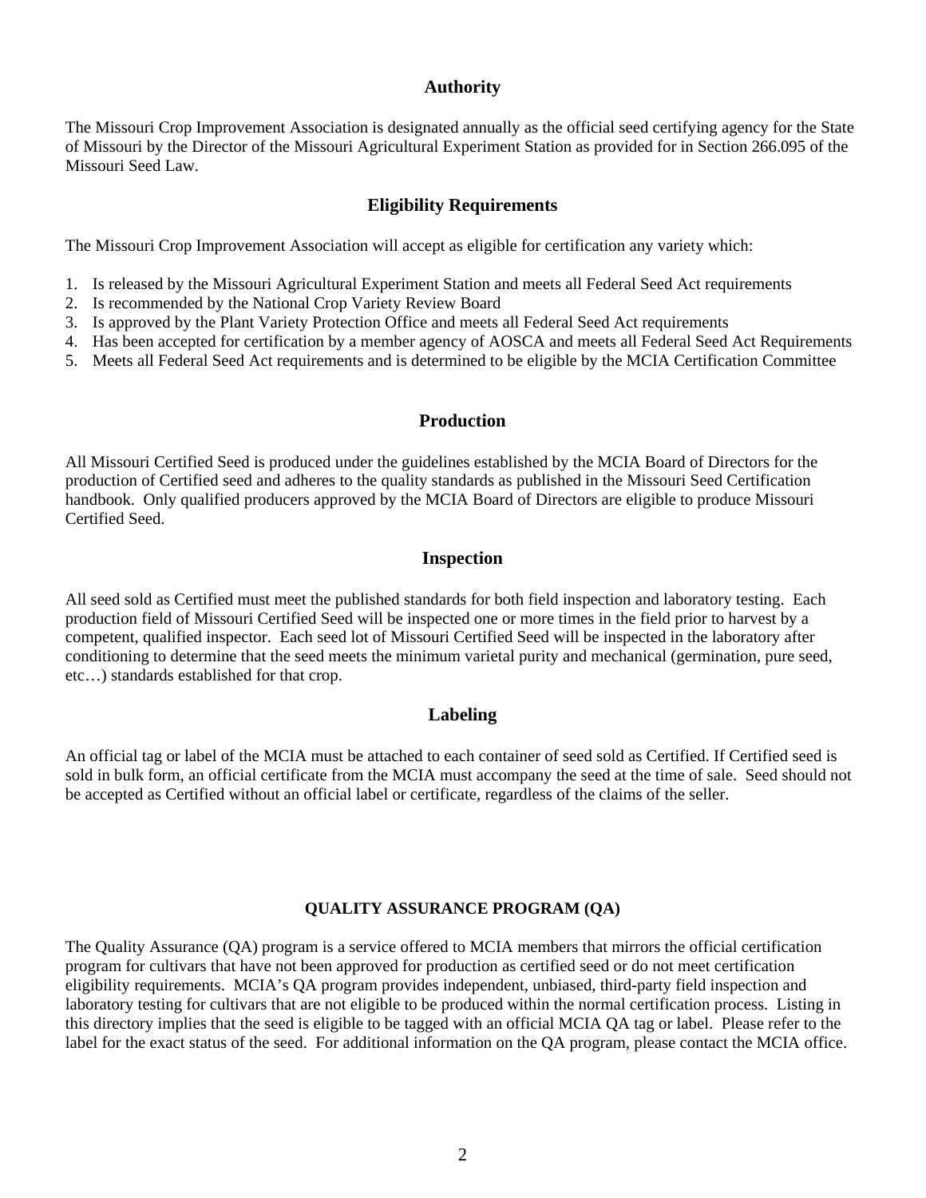## Authority

The Missouri Crop Improvement Association is designated annually as the official seed certifying agency for the State of Missouri by the Director of the Missouri Agricultural Experiment Station as provided for in Section 266.095 of the Missouri Seed Law.

## Eligibility Requirements

The Missouri Crop Improvement Association will accept as eligible for certification any variety which:

1. Is released by the Missouri Agricultural Experiment Station and meets all Federal Seed Act requirements
2. Is recommended by the National Crop Variety Review Board
3. Is approved by the Plant Variety Protection Office and meets all Federal Seed Act requirements
4. Has been accepted for certification by a member agency of AOSCA and meets all Federal Seed Act Requirements
5. Meets all Federal Seed Act requirements and is determined to be eligible by the MCIA Certification Committee

## Production

All Missouri Certified Seed is produced under the guidelines established by the MCIA Board of Directors for the production of Certified seed and adheres to the quality standards as published in the Missouri Seed Certification handbook. Only qualified producers approved by the MCIA Board of Directors are eligible to produce Missouri Certified Seed.

## Inspection

All seed sold as Certified must meet the published standards for both field inspection and laboratory testing. Each production field of Missouri Certified Seed will be inspected one or more times in the field prior to harvest by a competent, qualified inspector. Each seed lot of Missouri Certified Seed will be inspected in the laboratory after conditioning to determine that the seed meets the minimum varietal purity and mechanical (germination, pure seed, etc…) standards established for that crop.

## Labeling

An official tag or label of the MCIA must be attached to each container of seed sold as Certified. If Certified seed is sold in bulk form, an official certificate from the MCIA must accompany the seed at the time of sale. Seed should not be accepted as Certified without an official label or certificate, regardless of the claims of the seller.

### QUALITY ASSURANCE PROGRAM (QA)

The Quality Assurance (QA) program is a service offered to MCIA members that mirrors the official certification program for cultivars that have not been approved for production as certified seed or do not meet certification eligibility requirements. MCIA's QA program provides independent, unbiased, third-party field inspection and laboratory testing for cultivars that are not eligible to be produced within the normal certification process. Listing in this directory implies that the seed is eligible to be tagged with an official MCIA QA tag or label. Please refer to the label for the exact status of the seed. For additional information on the QA program, please contact the MCIA office.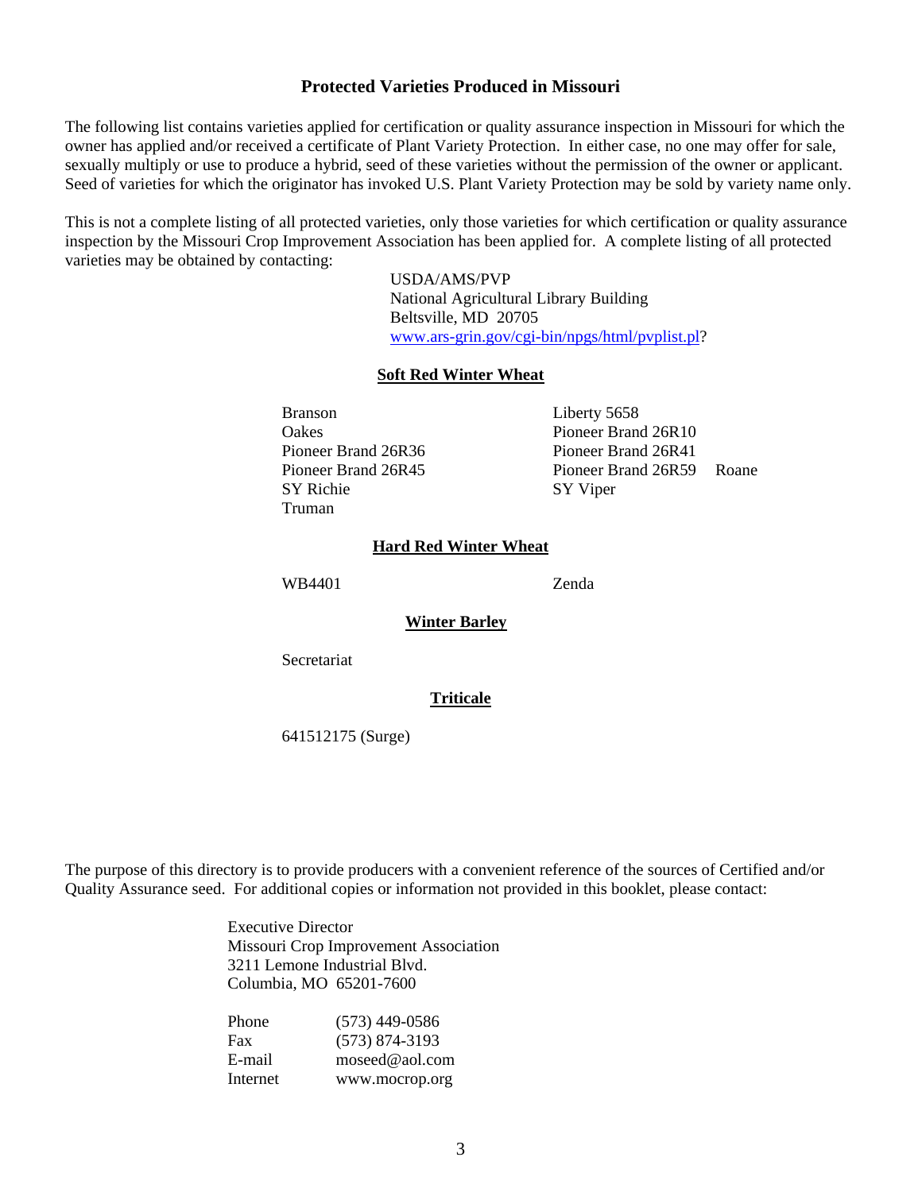## Protected Varieties Produced in Missouri

The following list contains varieties applied for certification or quality assurance inspection in Missouri for which the owner has applied and/or received a certificate of Plant Variety Protection. In either case, no one may offer for sale, sexually multiply or use to produce a hybrid, seed of these varieties without the permission of the owner or applicant. Seed of varieties for which the originator has invoked U.S. Plant Variety Protection may be sold by variety name only.

This is not a complete listing of all protected varieties, only those varieties for which certification or quality assurance inspection by the Missouri Crop Improvement Association has been applied for. A complete listing of all protected varieties may be obtained by contacting:

USDA/AMS/PVP
National Agricultural Library Building
Beltsville, MD 20705
www.ars-grin.gov/cgi-bin/npgs/html/pvplist.pl?

### Soft Red Winter Wheat

- Branson
- Liberty 5658
- Oakes
- Pioneer Brand 26R10
- Pioneer Brand 26R36
- Pioneer Brand 26R41
- Pioneer Brand 26R45
- Pioneer Brand 26R59
- Roane
- SY Richie
- SY Viper
- Truman

### Hard Red Winter Wheat

- WB4401
- Zenda

### Winter Barley

- Secretariat

### Triticale

- 641512175 (Surge)

The purpose of this directory is to provide producers with a convenient reference of the sources of Certified and/or Quality Assurance seed. For additional copies or information not provided in this booklet, please contact:

Executive Director
Missouri Crop Improvement Association
3211 Lemone Industrial Blvd.
Columbia, MO 65201-7600

| | |
|---|---|
| Phone | (573) 449-0586 |
| Fax | (573) 874-3193 |
| E-mail | moseed@aol.com |
| Internet | www.mocrop.org |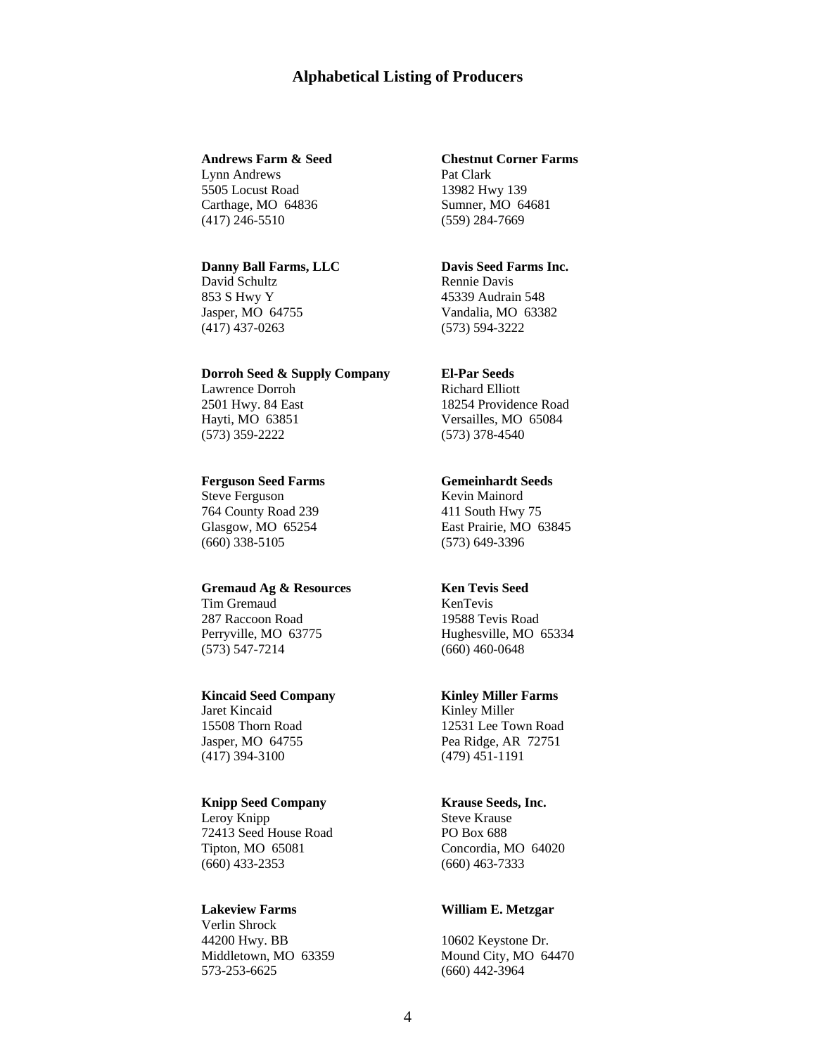## Alphabetical Listing of Producers

**Andrews Farm & Seed**
Lynn Andrews
5505 Locust Road
Carthage, MO 64836
(417) 246-5510

**Chestnut Corner Farms**
Pat Clark
13982 Hwy 139
Sumner, MO 64681
(559) 284-7669

**Danny Ball Farms, LLC**
David Schultz
853 S Hwy Y
Jasper, MO 64755
(417) 437-0263

**Davis Seed Farms Inc.**
Rennie Davis
45339 Audrain 548
Vandalia, MO 63382
(573) 594-3222

**Dorroh Seed & Supply Company**
Lawrence Dorroh
2501 Hwy. 84 East
Hayti, MO 63851
(573) 359-2222

**El-Par Seeds**
Richard Elliott
18254 Providence Road
Versailles, MO 65084
(573) 378-4540

**Ferguson Seed Farms**
Steve Ferguson
764 County Road 239
Glasgow, MO 65254
(660) 338-5105

**Gemeinhardt Seeds**
Kevin Mainord
411 South Hwy 75
East Prairie, MO 63845
(573) 649-3396

**Gremaud Ag & Resources**
Tim Gremaud
287 Raccoon Road
Perryville, MO 63775
(573) 547-7214

**Ken Tevis Seed**
KenTevis
19588 Tevis Road
Hughesville, MO 65334
(660) 460-0648

**Kincaid Seed Company**
Jaret Kincaid
15508 Thorn Road
Jasper, MO 64755
(417) 394-3100

**Kinley Miller Farms**
Kinley Miller
12531 Lee Town Road
Pea Ridge, AR 72751
(479) 451-1191

**Knipp Seed Company**
Leroy Knipp
72413 Seed House Road
Tipton, MO 65081
(660) 433-2353

**Krause Seeds, Inc.**
Steve Krause
PO Box 688
Concordia, MO 64020
(660) 463-7333

**Lakeview Farms**
Verlin Shrock
44200 Hwy. BB
Middletown, MO 63359
573-253-6625

**William E. Metzgar**
10602 Keystone Dr.
Mound City, MO 64470
(660) 442-3964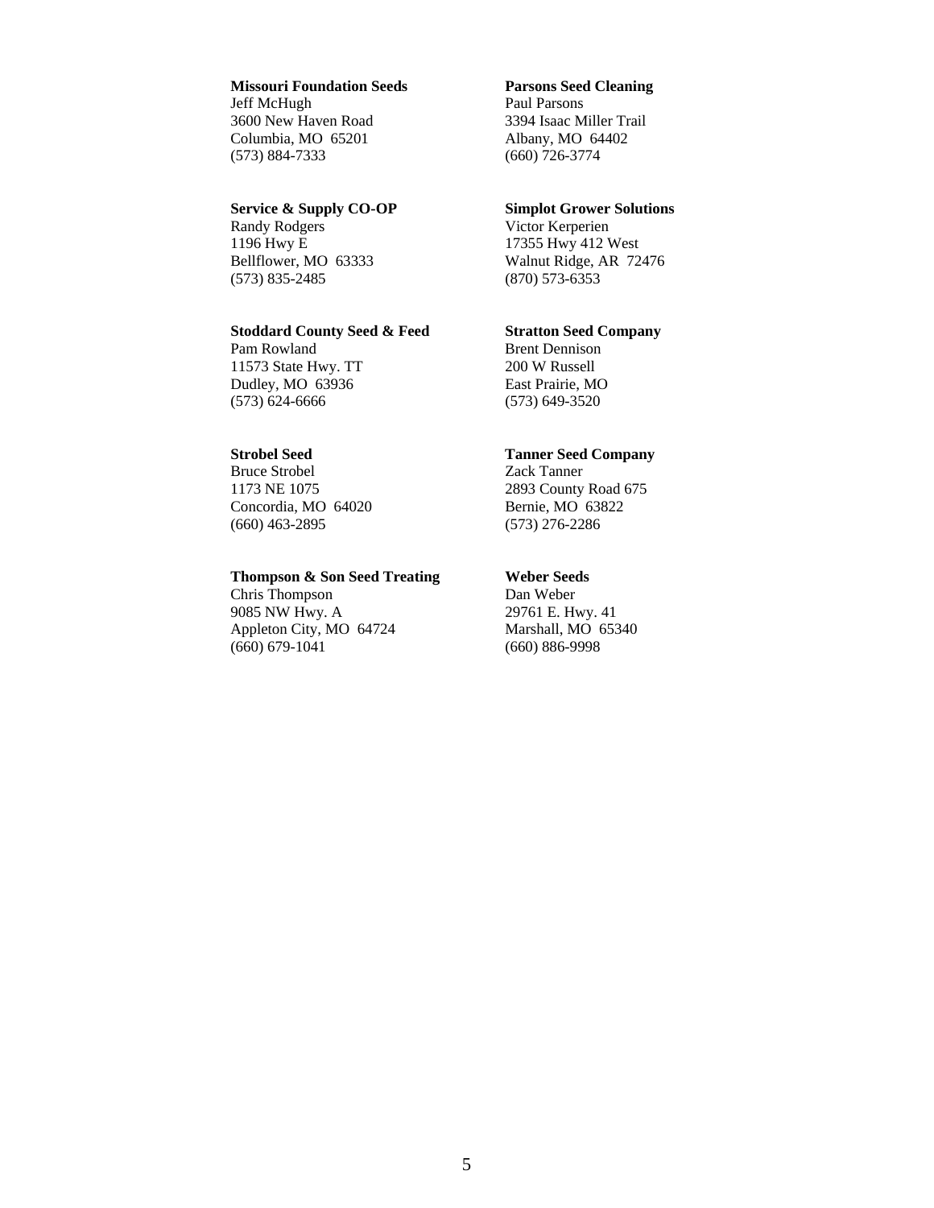**Missouri Foundation Seeds**
Jeff McHugh
3600 New Haven Road
Columbia, MO 65201
(573) 884-7333

**Parsons Seed Cleaning**
Paul Parsons
3394 Isaac Miller Trail
Albany, MO 64402
(660) 726-3774

**Service & Supply CO-OP**
Randy Rodgers
1196 Hwy E
Bellflower, MO 63333
(573) 835-2485

**Simplot Grower Solutions**
Victor Kerperien
17355 Hwy 412 West
Walnut Ridge, AR 72476
(870) 573-6353

**Stoddard County Seed & Feed**
Pam Rowland
11573 State Hwy. TT
Dudley, MO 63936
(573) 624-6666

**Stratton Seed Company**
Brent Dennison
200 W Russell
East Prairie, MO
(573) 649-3520

**Strobel Seed**
Bruce Strobel
1173 NE 1075
Concordia, MO 64020
(660) 463-2895

**Tanner Seed Company**
Zack Tanner
2893 County Road 675
Bernie, MO 63822
(573) 276-2286

**Thompson & Son Seed Treating**
Chris Thompson
9085 NW Hwy. A
Appleton City, MO 64724
(660) 679-1041

**Weber Seeds**
Dan Weber
29761 E. Hwy. 41
Marshall, MO 65340
(660) 886-9998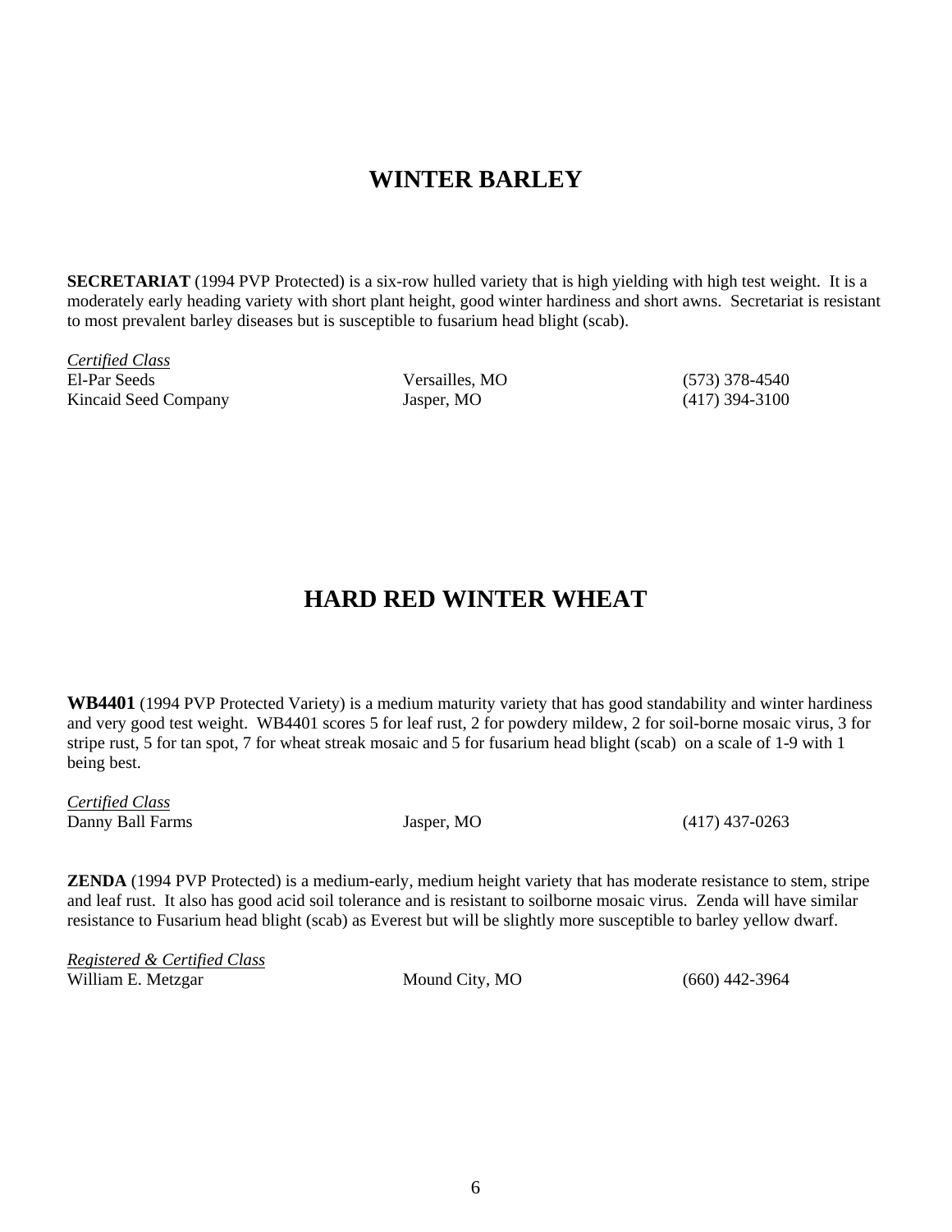# WINTER BARLEY

**SECRETARIAT** (1994 PVP Protected) is a six-row hulled variety that is high yielding with high test weight. It is a moderately early heading variety with short plant height, good winter hardiness and short awns. Secretariat is resistant to most prevalent barley diseases but is susceptible to fusarium head blight (scab).

*Certified Class*

| | | |
|---|---|---|
| El-Par Seeds | Versailles, MO | (573) 378-4540 |
| Kincaid Seed Company | Jasper, MO | (417) 394-3100 |

# HARD RED WINTER WHEAT

**WB4401** (1994 PVP Protected Variety) is a medium maturity variety that has good standability and winter hardiness and very good test weight. WB4401 scores 5 for leaf rust, 2 for powdery mildew, 2 for soil-borne mosaic virus, 3 for stripe rust, 5 for tan spot, 7 for wheat streak mosaic and 5 for fusarium head blight (scab) on a scale of 1-9 with 1 being best.

*Certified Class*

| | | |
|---|---|---|
| Danny Ball Farms | Jasper, MO | (417) 437-0263 |

**ZENDA** (1994 PVP Protected) is a medium-early, medium height variety that has moderate resistance to stem, stripe and leaf rust. It also has good acid soil tolerance and is resistant to soilborne mosaic virus. Zenda will have similar resistance to Fusarium head blight (scab) as Everest but will be slightly more susceptible to barley yellow dwarf.

*Registered & Certified Class*

| | | |
|---|---|---|
| William E. Metzgar | Mound City, MO | (660) 442-3964 |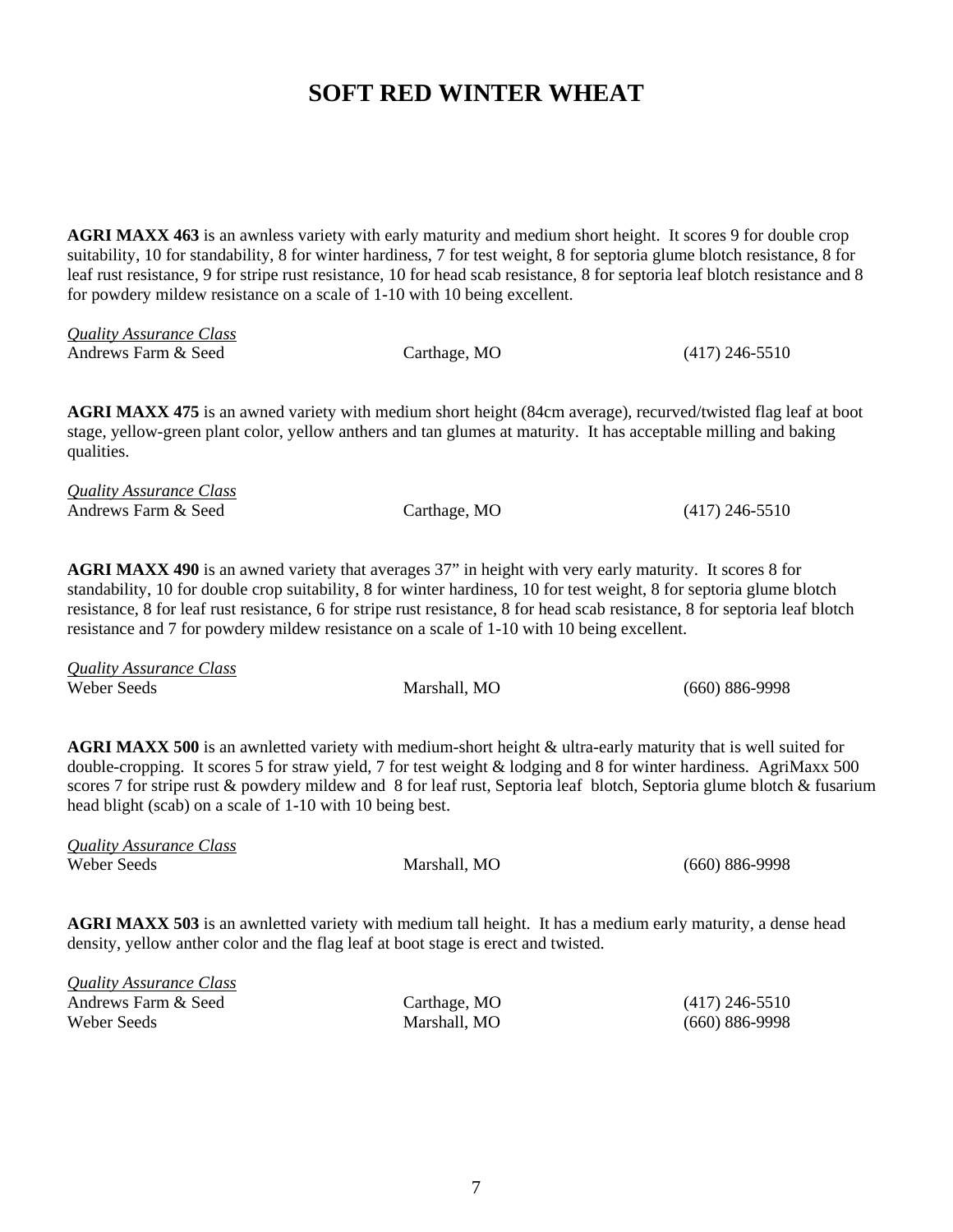# SOFT RED WINTER WHEAT

**AGRI MAXX 463** is an awnless variety with early maturity and medium short height. It scores 9 for double crop suitability, 10 for standability, 8 for winter hardiness, 7 for test weight, 8 for septoria glume blotch resistance, 8 for leaf rust resistance, 9 for stripe rust resistance, 10 for head scab resistance, 8 for septoria leaf blotch resistance and 8 for powdery mildew resistance on a scale of 1-10 with 10 being excellent.

*Quality Assurance Class*

| | | |
|---|---|---|
| Andrews Farm & Seed | Carthage, MO | (417) 246-5510 |

**AGRI MAXX 475** is an awned variety with medium short height (84cm average), recurved/twisted flag leaf at boot stage, yellow-green plant color, yellow anthers and tan glumes at maturity. It has acceptable milling and baking qualities.

*Quality Assurance Class*

| | | |
|---|---|---|
| Andrews Farm & Seed | Carthage, MO | (417) 246-5510 |

**AGRI MAXX 490** is an awned variety that averages 37" in height with very early maturity. It scores 8 for standability, 10 for double crop suitability, 8 for winter hardiness, 10 for test weight, 8 for septoria glume blotch resistance, 8 for leaf rust resistance, 6 for stripe rust resistance, 8 for head scab resistance, 8 for septoria leaf blotch resistance and 7 for powdery mildew resistance on a scale of 1-10 with 10 being excellent.

*Quality Assurance Class*

| | | |
|---|---|---|
| Weber Seeds | Marshall, MO | (660) 886-9998 |

**AGRI MAXX 500** is an awnletted variety with medium-short height & ultra-early maturity that is well suited for double-cropping. It scores 5 for straw yield, 7 for test weight & lodging and 8 for winter hardiness. AgriMaxx 500 scores 7 for stripe rust & powdery mildew and 8 for leaf rust, Septoria leaf blotch, Septoria glume blotch & fusarium head blight (scab) on a scale of 1-10 with 10 being best.

*Quality Assurance Class*

| | | |
|---|---|---|
| Weber Seeds | Marshall, MO | (660) 886-9998 |

**AGRI MAXX 503** is an awnletted variety with medium tall height. It has a medium early maturity, a dense head density, yellow anther color and the flag leaf at boot stage is erect and twisted.

*Quality Assurance Class*

| | | |
|---|---|---|
| Andrews Farm & Seed | Carthage, MO | (417) 246-5510 |
| Weber Seeds | Marshall, MO | (660) 886-9998 |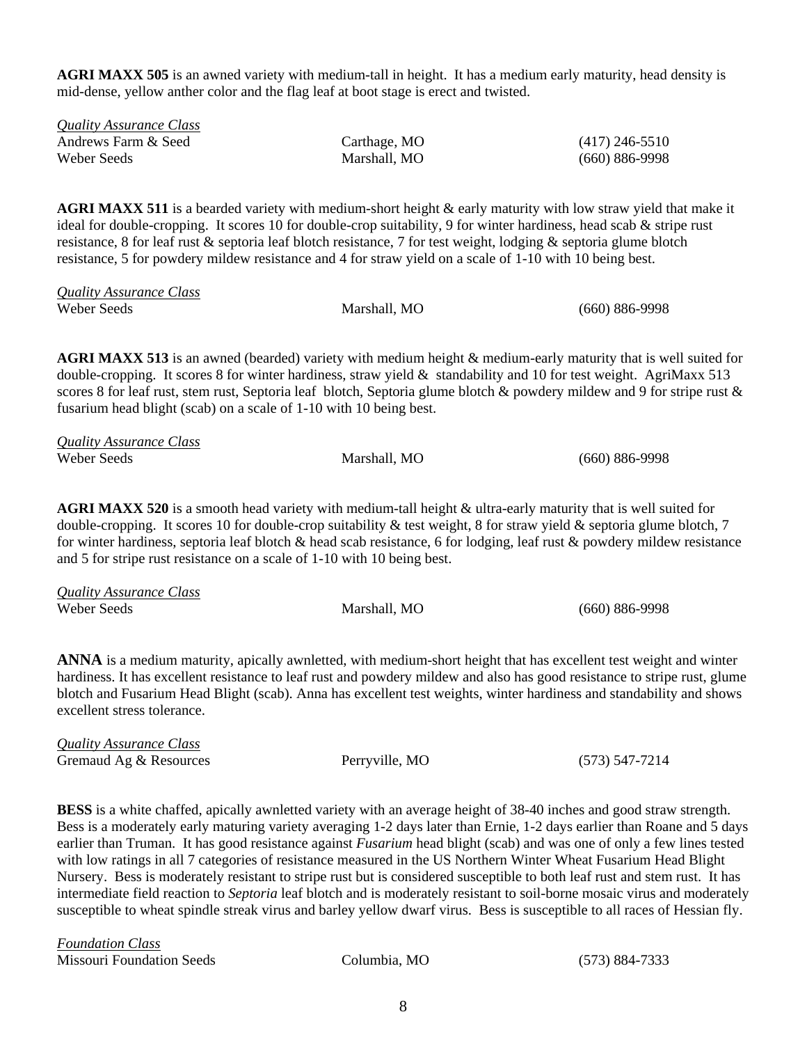**AGRI MAXX 505** is an awned variety with medium-tall in height. It has a medium early maturity, head density is mid-dense, yellow anther color and the flag leaf at boot stage is erect and twisted.

| *Quality Assurance Class* | | |
|---|---|---|
| Andrews Farm & Seed | Carthage, MO | (417) 246-5510 |
| Weber Seeds | Marshall, MO | (660) 886-9998 |

**AGRI MAXX 511** is a bearded variety with medium-short height & early maturity with low straw yield that make it ideal for double-cropping. It scores 10 for double-crop suitability, 9 for winter hardiness, head scab & stripe rust resistance, 8 for leaf rust & septoria leaf blotch resistance, 7 for test weight, lodging & septoria glume blotch resistance, 5 for powdery mildew resistance and 4 for straw yield on a scale of 1-10 with 10 being best.

| *Quality Assurance Class* | | |
|---|---|---|
| Weber Seeds | Marshall, MO | (660) 886-9998 |

**AGRI MAXX 513** is an awned (bearded) variety with medium height & medium-early maturity that is well suited for double-cropping. It scores 8 for winter hardiness, straw yield & standability and 10 for test weight. AgriMaxx 513 scores 8 for leaf rust, stem rust, Septoria leaf blotch, Septoria glume blotch & powdery mildew and 9 for stripe rust & fusarium head blight (scab) on a scale of 1-10 with 10 being best.

| *Quality Assurance Class* | | |
|---|---|---|
| Weber Seeds | Marshall, MO | (660) 886-9998 |

**AGRI MAXX 520** is a smooth head variety with medium-tall height & ultra-early maturity that is well suited for double-cropping. It scores 10 for double-crop suitability & test weight, 8 for straw yield & septoria glume blotch, 7 for winter hardiness, septoria leaf blotch & head scab resistance, 6 for lodging, leaf rust & powdery mildew resistance and 5 for stripe rust resistance on a scale of 1-10 with 10 being best.

| *Quality Assurance Class* | | |
|---|---|---|
| Weber Seeds | Marshall, MO | (660) 886-9998 |

**ANNA** is a medium maturity, apically awnletted, with medium-short height that has excellent test weight and winter hardiness. It has excellent resistance to leaf rust and powdery mildew and also has good resistance to stripe rust, glume blotch and Fusarium Head Blight (scab). Anna has excellent test weights, winter hardiness and standability and shows excellent stress tolerance.

| *Quality Assurance Class* | | |
|---|---|---|
| Gremaud Ag & Resources | Perryville, MO | (573) 547-7214 |

**BESS** is a white chaffed, apically awnletted variety with an average height of 38-40 inches and good straw strength. Bess is a moderately early maturing variety averaging 1-2 days later than Ernie, 1-2 days earlier than Roane and 5 days earlier than Truman. It has good resistance against *Fusarium* head blight (scab) and was one of only a few lines tested with low ratings in all 7 categories of resistance measured in the US Northern Winter Wheat Fusarium Head Blight Nursery. Bess is moderately resistant to stripe rust but is considered susceptible to both leaf rust and stem rust. It has intermediate field reaction to *Septoria* leaf blotch and is moderately resistant to soil-borne mosaic virus and moderately susceptible to wheat spindle streak virus and barley yellow dwarf virus. Bess is susceptible to all races of Hessian fly.

| *Foundation Class* | | |
|---|---|---|
| Missouri Foundation Seeds | Columbia, MO | (573) 884-7333 |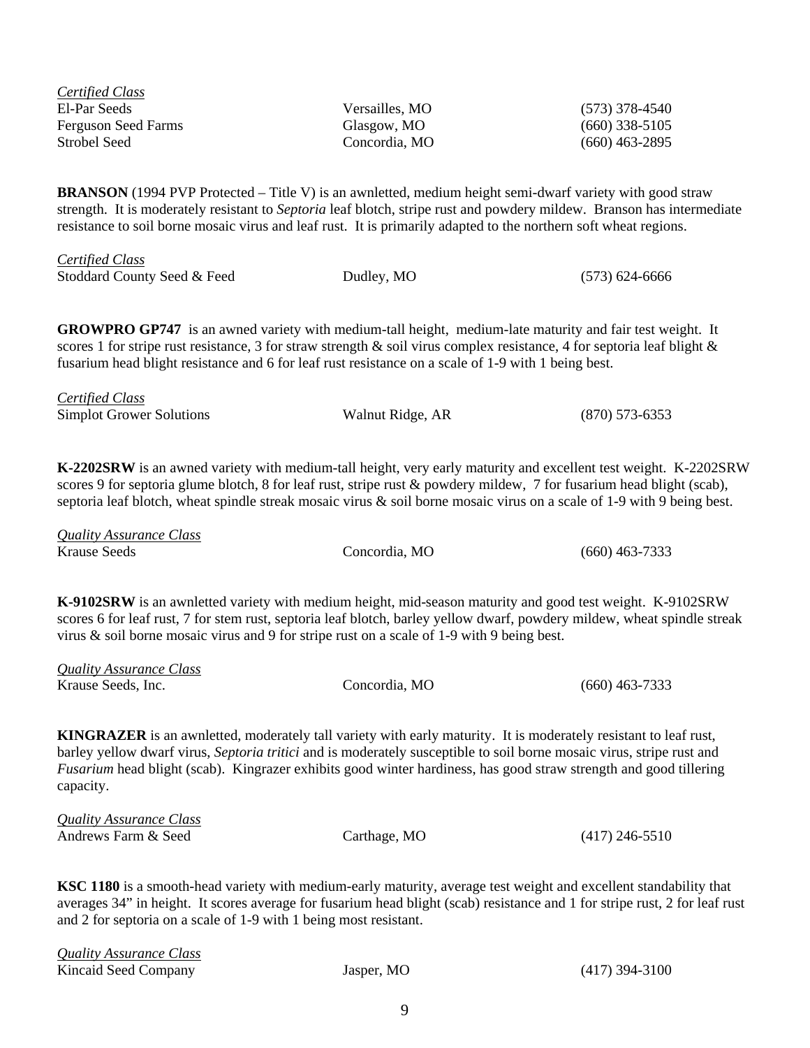*Certified Class*

| | | |
|---|---|---|
| El-Par Seeds | Versailles, MO | (573) 378-4540 |
| Ferguson Seed Farms | Glasgow, MO | (660) 338-5105 |
| Strobel Seed | Concordia, MO | (660) 463-2895 |

**BRANSON** (1994 PVP Protected – Title V) is an awnletted, medium height semi-dwarf variety with good straw strength. It is moderately resistant to *Septoria* leaf blotch, stripe rust and powdery mildew. Branson has intermediate resistance to soil borne mosaic virus and leaf rust. It is primarily adapted to the northern soft wheat regions.

*Certified Class*

| | | |
|---|---|---|
| Stoddard County Seed & Feed | Dudley, MO | (573) 624-6666 |

**GROWPRO GP747** is an awned variety with medium-tall height, medium-late maturity and fair test weight. It scores 1 for stripe rust resistance, 3 for straw strength & soil virus complex resistance, 4 for septoria leaf blight & fusarium head blight resistance and 6 for leaf rust resistance on a scale of 1-9 with 1 being best.

*Certified Class*

| | | |
|---|---|---|
| Simplot Grower Solutions | Walnut Ridge, AR | (870) 573-6353 |

**K-2202SRW** is an awned variety with medium-tall height, very early maturity and excellent test weight. K-2202SRW scores 9 for septoria glume blotch, 8 for leaf rust, stripe rust & powdery mildew, 7 for fusarium head blight (scab), septoria leaf blotch, wheat spindle streak mosaic virus & soil borne mosaic virus on a scale of 1-9 with 9 being best.

*Quality Assurance Class*

| | | |
|---|---|---|
| Krause Seeds | Concordia, MO | (660) 463-7333 |

**K-9102SRW** is an awnletted variety with medium height, mid-season maturity and good test weight. K-9102SRW scores 6 for leaf rust, 7 for stem rust, septoria leaf blotch, barley yellow dwarf, powdery mildew, wheat spindle streak virus & soil borne mosaic virus and 9 for stripe rust on a scale of 1-9 with 9 being best.

*Quality Assurance Class*

| | | |
|---|---|---|
| Krause Seeds, Inc. | Concordia, MO | (660) 463-7333 |

**KINGRAZER** is an awnletted, moderately tall variety with early maturity. It is moderately resistant to leaf rust, barley yellow dwarf virus, *Septoria tritici* and is moderately susceptible to soil borne mosaic virus, stripe rust and *Fusarium* head blight (scab). Kingrazer exhibits good winter hardiness, has good straw strength and good tillering capacity.

*Quality Assurance Class*

| | | |
|---|---|---|
| Andrews Farm & Seed | Carthage, MO | (417) 246-5510 |

**KSC 1180** is a smooth-head variety with medium-early maturity, average test weight and excellent standability that averages 34" in height. It scores average for fusarium head blight (scab) resistance and 1 for stripe rust, 2 for leaf rust and 2 for septoria on a scale of 1-9 with 1 being most resistant.

*Quality Assurance Class*

| | | |
|---|---|---|
| Kincaid Seed Company | Jasper, MO | (417) 394-3100 |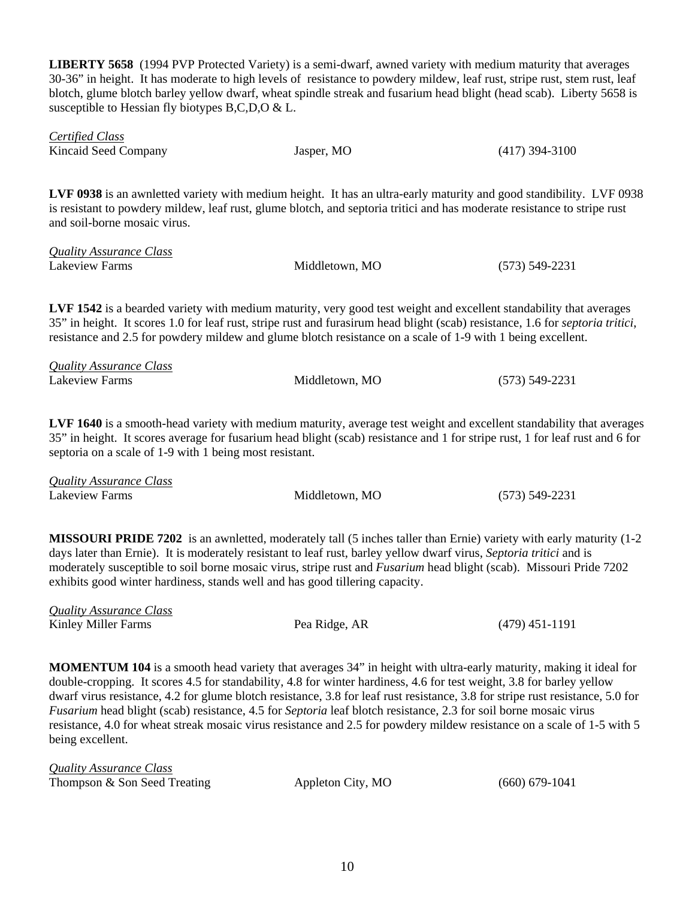**LIBERTY 5658** (1994 PVP Protected Variety) is a semi-dwarf, awned variety with medium maturity that averages 30-36" in height. It has moderate to high levels of resistance to powdery mildew, leaf rust, stripe rust, stem rust, leaf blotch, glume blotch barley yellow dwarf, wheat spindle streak and fusarium head blight (head scab). Liberty 5658 is susceptible to Hessian fly biotypes B,C,D,O & L.

*Certified Class*

| Kincaid Seed Company | Jasper, MO | (417) 394-3100 |
|---|---|---|

**LVF 0938** is an awnletted variety with medium height. It has an ultra-early maturity and good standibility. LVF 0938 is resistant to powdery mildew, leaf rust, glume blotch, and septoria tritici and has moderate resistance to stripe rust and soil-borne mosaic virus.

*Quality Assurance Class*

| Lakeview Farms | Middletown, MO | (573) 549-2231 |
|---|---|---|

**LVF 1542** is a bearded variety with medium maturity, very good test weight and excellent standability that averages 35" in height. It scores 1.0 for leaf rust, stripe rust and furasirum head blight (scab) resistance, 1.6 for *septoria tritici*, resistance and 2.5 for powdery mildew and glume blotch resistance on a scale of 1-9 with 1 being excellent.

*Quality Assurance Class*

| Lakeview Farms | Middletown, MO | (573) 549-2231 |
|---|---|---|

**LVF 1640** is a smooth-head variety with medium maturity, average test weight and excellent standability that averages 35" in height. It scores average for fusarium head blight (scab) resistance and 1 for stripe rust, 1 for leaf rust and 6 for septoria on a scale of 1-9 with 1 being most resistant.

*Quality Assurance Class*

| Lakeview Farms | Middletown, MO | (573) 549-2231 |
|---|---|---|

**MISSOURI PRIDE 7202** is an awnletted, moderately tall (5 inches taller than Ernie) variety with early maturity (1-2 days later than Ernie). It is moderately resistant to leaf rust, barley yellow dwarf virus, *Septoria tritici* and is moderately susceptible to soil borne mosaic virus, stripe rust and *Fusarium* head blight (scab). Missouri Pride 7202 exhibits good winter hardiness, stands well and has good tillering capacity.

*Quality Assurance Class*

| Kinley Miller Farms | Pea Ridge, AR | (479) 451-1191 |
|---|---|---|

**MOMENTUM 104** is a smooth head variety that averages 34" in height with ultra-early maturity, making it ideal for double-cropping. It scores 4.5 for standability, 4.8 for winter hardiness, 4.6 for test weight, 3.8 for barley yellow dwarf virus resistance, 4.2 for glume blotch resistance, 3.8 for leaf rust resistance, 3.8 for stripe rust resistance, 5.0 for *Fusarium* head blight (scab) resistance, 4.5 for *Septoria* leaf blotch resistance, 2.3 for soil borne mosaic virus resistance, 4.0 for wheat streak mosaic virus resistance and 2.5 for powdery mildew resistance on a scale of 1-5 with 5 being excellent.

*Quality Assurance Class*

| Thompson & Son Seed Treating | Appleton City, MO | (660) 679-1041 |
|---|---|---|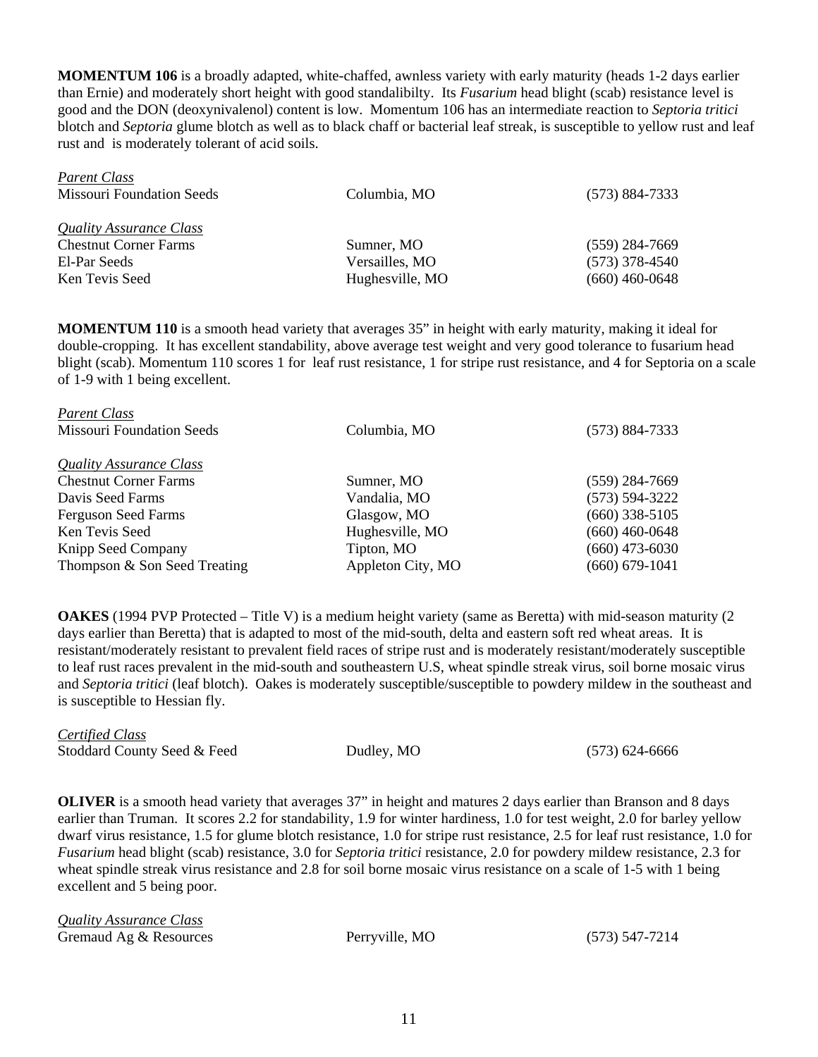**MOMENTUM 106** is a broadly adapted, white-chaffed, awnless variety with early maturity (heads 1-2 days earlier than Ernie) and moderately short height with good standalibilty. Its *Fusarium* head blight (scab) resistance level is good and the DON (deoxynivalenol) content is low. Momentum 106 has an intermediate reaction to *Septoria tritici* blotch and *Septoria* glume blotch as well as to black chaff or bacterial leaf streak, is susceptible to yellow rust and leaf rust and is moderately tolerant of acid soils.

| | | |
|---|---|---|
| *Parent Class* | | |
| Missouri Foundation Seeds | Columbia, MO | (573) 884-7333 |
| *Quality Assurance Class* | | |
| Chestnut Corner Farms | Sumner, MO | (559) 284-7669 |
| El-Par Seeds | Versailles, MO | (573) 378-4540 |
| Ken Tevis Seed | Hughesville, MO | (660) 460-0648 |

**MOMENTUM 110** is a smooth head variety that averages 35" in height with early maturity, making it ideal for double-cropping. It has excellent standability, above average test weight and very good tolerance to fusarium head blight (scab). Momentum 110 scores 1 for leaf rust resistance, 1 for stripe rust resistance, and 4 for Septoria on a scale of 1-9 with 1 being excellent.

| | | |
|---|---|---|
| *Parent Class* | | |
| Missouri Foundation Seeds | Columbia, MO | (573) 884-7333 |
| *Quality Assurance Class* | | |
| Chestnut Corner Farms | Sumner, MO | (559) 284-7669 |
| Davis Seed Farms | Vandalia, MO | (573) 594-3222 |
| Ferguson Seed Farms | Glasgow, MO | (660) 338-5105 |
| Ken Tevis Seed | Hughesville, MO | (660) 460-0648 |
| Knipp Seed Company | Tipton, MO | (660) 473-6030 |
| Thompson & Son Seed Treating | Appleton City, MO | (660) 679-1041 |

**OAKES** (1994 PVP Protected – Title V) is a medium height variety (same as Beretta) with mid-season maturity (2 days earlier than Beretta) that is adapted to most of the mid-south, delta and eastern soft red wheat areas. It is resistant/moderately resistant to prevalent field races of stripe rust and is moderately resistant/moderately susceptible to leaf rust races prevalent in the mid-south and southeastern U.S, wheat spindle streak virus, soil borne mosaic virus and *Septoria tritici* (leaf blotch). Oakes is moderately susceptible/susceptible to powdery mildew in the southeast and is susceptible to Hessian fly.

| | | |
|---|---|---|
| *Certified Class* | | |
| Stoddard County Seed & Feed | Dudley, MO | (573) 624-6666 |

**OLIVER** is a smooth head variety that averages 37" in height and matures 2 days earlier than Branson and 8 days earlier than Truman. It scores 2.2 for standability, 1.9 for winter hardiness, 1.0 for test weight, 2.0 for barley yellow dwarf virus resistance, 1.5 for glume blotch resistance, 1.0 for stripe rust resistance, 2.5 for leaf rust resistance, 1.0 for *Fusarium* head blight (scab) resistance, 3.0 for *Septoria tritici* resistance, 2.0 for powdery mildew resistance, 2.3 for wheat spindle streak virus resistance and 2.8 for soil borne mosaic virus resistance on a scale of 1-5 with 1 being excellent and 5 being poor.

| | | |
|---|---|---|
| *Quality Assurance Class* | | |
| Gremaud Ag & Resources | Perryville, MO | (573) 547-7214 |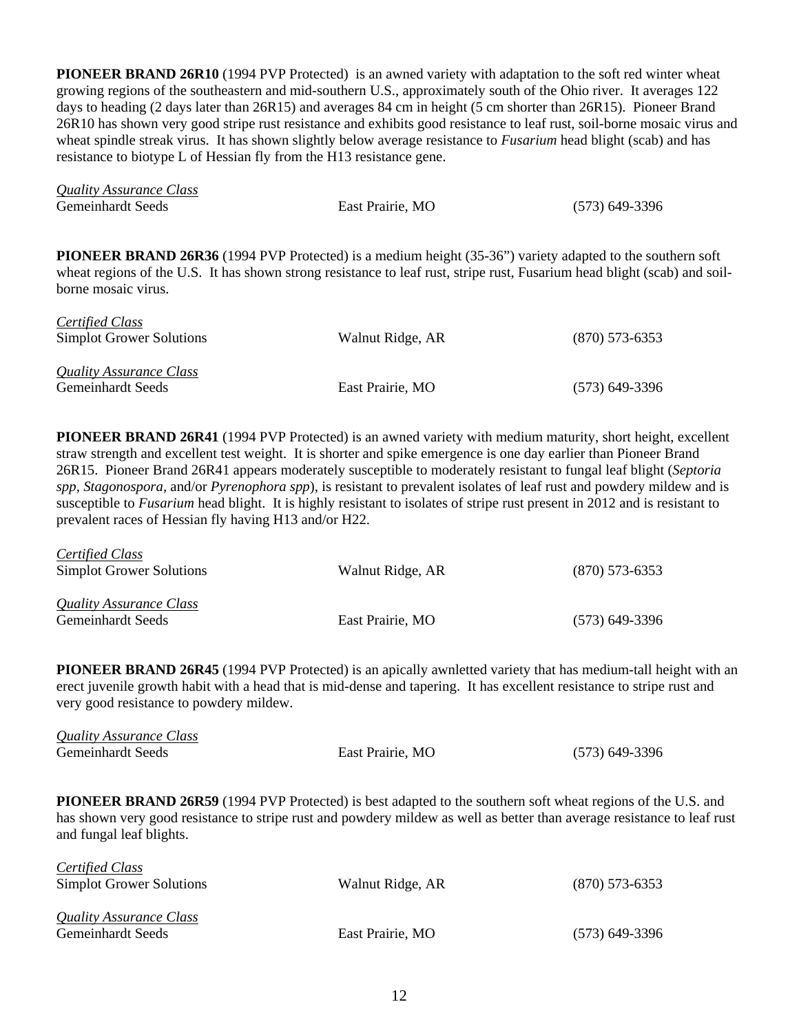**PIONEER BRAND 26R10** (1994 PVP Protected) is an awned variety with adaptation to the soft red winter wheat growing regions of the southeastern and mid-southern U.S., approximately south of the Ohio river. It averages 122 days to heading (2 days later than 26R15) and averages 84 cm in height (5 cm shorter than 26R15). Pioneer Brand 26R10 has shown very good stripe rust resistance and exhibits good resistance to leaf rust, soil-borne mosaic virus and wheat spindle streak virus. It has shown slightly below average resistance to *Fusarium* head blight (scab) and has resistance to biotype L of Hessian fly from the H13 resistance gene.

| | | |
|---|---|---|
| *Quality Assurance Class* | | |
| Gemeinhardt Seeds | East Prairie, MO | (573) 649-3396 |

**PIONEER BRAND 26R36** (1994 PVP Protected) is a medium height (35-36") variety adapted to the southern soft wheat regions of the U.S. It has shown strong resistance to leaf rust, stripe rust, Fusarium head blight (scab) and soil-borne mosaic virus.

| | | |
|---|---|---|
| *Certified Class* | | |
| Simplot Grower Solutions | Walnut Ridge, AR | (870) 573-6353 |
| *Quality Assurance Class* | | |
| Gemeinhardt Seeds | East Prairie, MO | (573) 649-3396 |

**PIONEER BRAND 26R41** (1994 PVP Protected) is an awned variety with medium maturity, short height, excellent straw strength and excellent test weight. It is shorter and spike emergence is one day earlier than Pioneer Brand 26R15. Pioneer Brand 26R41 appears moderately susceptible to moderately resistant to fungal leaf blight (*Septoria spp, Stagonospora,* and/or *Pyrenophora spp*), is resistant to prevalent isolates of leaf rust and powdery mildew and is susceptible to *Fusarium* head blight. It is highly resistant to isolates of stripe rust present in 2012 and is resistant to prevalent races of Hessian fly having H13 and/or H22.

| | | |
|---|---|---|
| *Certified Class* | | |
| Simplot Grower Solutions | Walnut Ridge, AR | (870) 573-6353 |
| *Quality Assurance Class* | | |
| Gemeinhardt Seeds | East Prairie, MO | (573) 649-3396 |

**PIONEER BRAND 26R45** (1994 PVP Protected) is an apically awnletted variety that has medium-tall height with an erect juvenile growth habit with a head that is mid-dense and tapering. It has excellent resistance to stripe rust and very good resistance to powdery mildew.

| | | |
|---|---|---|
| *Quality Assurance Class* | | |
| Gemeinhardt Seeds | East Prairie, MO | (573) 649-3396 |

**PIONEER BRAND 26R59** (1994 PVP Protected) is best adapted to the southern soft wheat regions of the U.S. and has shown very good resistance to stripe rust and powdery mildew as well as better than average resistance to leaf rust and fungal leaf blights.

| | | |
|---|---|---|
| *Certified Class* | | |
| Simplot Grower Solutions | Walnut Ridge, AR | (870) 573-6353 |
| *Quality Assurance Class* | | |
| Gemeinhardt Seeds | East Prairie, MO | (573) 649-3396 |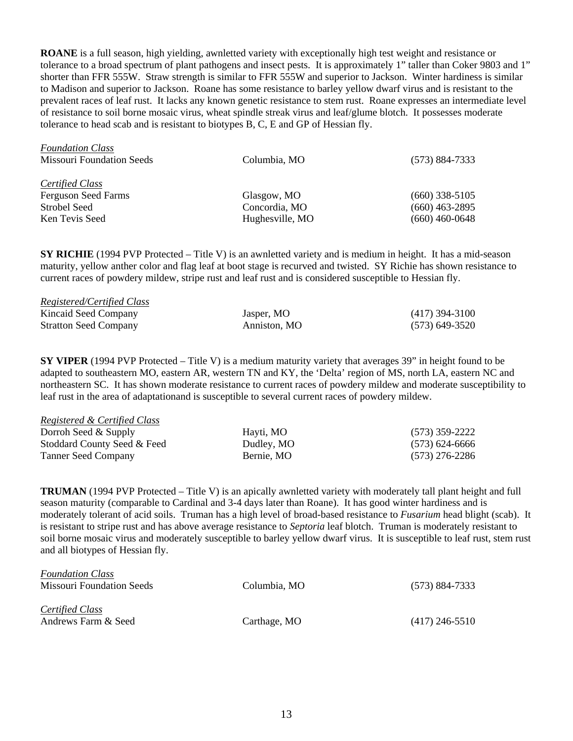**ROANE** is a full season, high yielding, awnletted variety with exceptionally high test weight and resistance or tolerance to a broad spectrum of plant pathogens and insect pests. It is approximately 1" taller than Coker 9803 and 1" shorter than FFR 555W. Straw strength is similar to FFR 555W and superior to Jackson. Winter hardiness is similar to Madison and superior to Jackson. Roane has some resistance to barley yellow dwarf virus and is resistant to the prevalent races of leaf rust. It lacks any known genetic resistance to stem rust. Roane expresses an intermediate level of resistance to soil borne mosaic virus, wheat spindle streak virus and leaf/glume blotch. It possesses moderate tolerance to head scab and is resistant to biotypes B, C, E and GP of Hessian fly.

| | | |
|---|---|---|
| *Foundation Class* | | |
| Missouri Foundation Seeds | Columbia, MO | (573) 884-7333 |
| *Certified Class* | | |
| Ferguson Seed Farms | Glasgow, MO | (660) 338-5105 |
| Strobel Seed | Concordia, MO | (660) 463-2895 |
| Ken Tevis Seed | Hughesville, MO | (660) 460-0648 |

**SY RICHIE** (1994 PVP Protected – Title V) is an awnletted variety and is medium in height. It has a mid-season maturity, yellow anther color and flag leaf at boot stage is recurved and twisted. SY Richie has shown resistance to current races of powdery mildew, stripe rust and leaf rust and is considered susceptible to Hessian fly.

| | | |
|---|---|---|
| *Registered/Certified Class* | | |
| Kincaid Seed Company | Jasper, MO | (417) 394-3100 |
| Stratton Seed Company | Anniston, MO | (573) 649-3520 |

**SY VIPER** (1994 PVP Protected – Title V) is a medium maturity variety that averages 39" in height found to be adapted to southeastern MO, eastern AR, western TN and KY, the 'Delta' region of MS, north LA, eastern NC and northeastern SC. It has shown moderate resistance to current races of powdery mildew and moderate susceptibility to leaf rust in the area of adaptationand is susceptible to several current races of powdery mildew.

| | | |
|---|---|---|
| *Registered & Certified Class* | | |
| Dorroh Seed & Supply | Hayti, MO | (573) 359-2222 |
| Stoddard County Seed & Feed | Dudley, MO | (573) 624-6666 |
| Tanner Seed Company | Bernie, MO | (573) 276-2286 |

**TRUMAN** (1994 PVP Protected – Title V) is an apically awnletted variety with moderately tall plant height and full season maturity (comparable to Cardinal and 3-4 days later than Roane). It has good winter hardiness and is moderately tolerant of acid soils. Truman has a high level of broad-based resistance to *Fusarium* head blight (scab). It is resistant to stripe rust and has above average resistance to *Septoria* leaf blotch. Truman is moderately resistant to soil borne mosaic virus and moderately susceptible to barley yellow dwarf virus. It is susceptible to leaf rust, stem rust and all biotypes of Hessian fly.

| | | |
|---|---|---|
| *Foundation Class* | | |
| Missouri Foundation Seeds | Columbia, MO | (573) 884-7333 |
| *Certified Class* | | |
| Andrews Farm & Seed | Carthage, MO | (417) 246-5510 |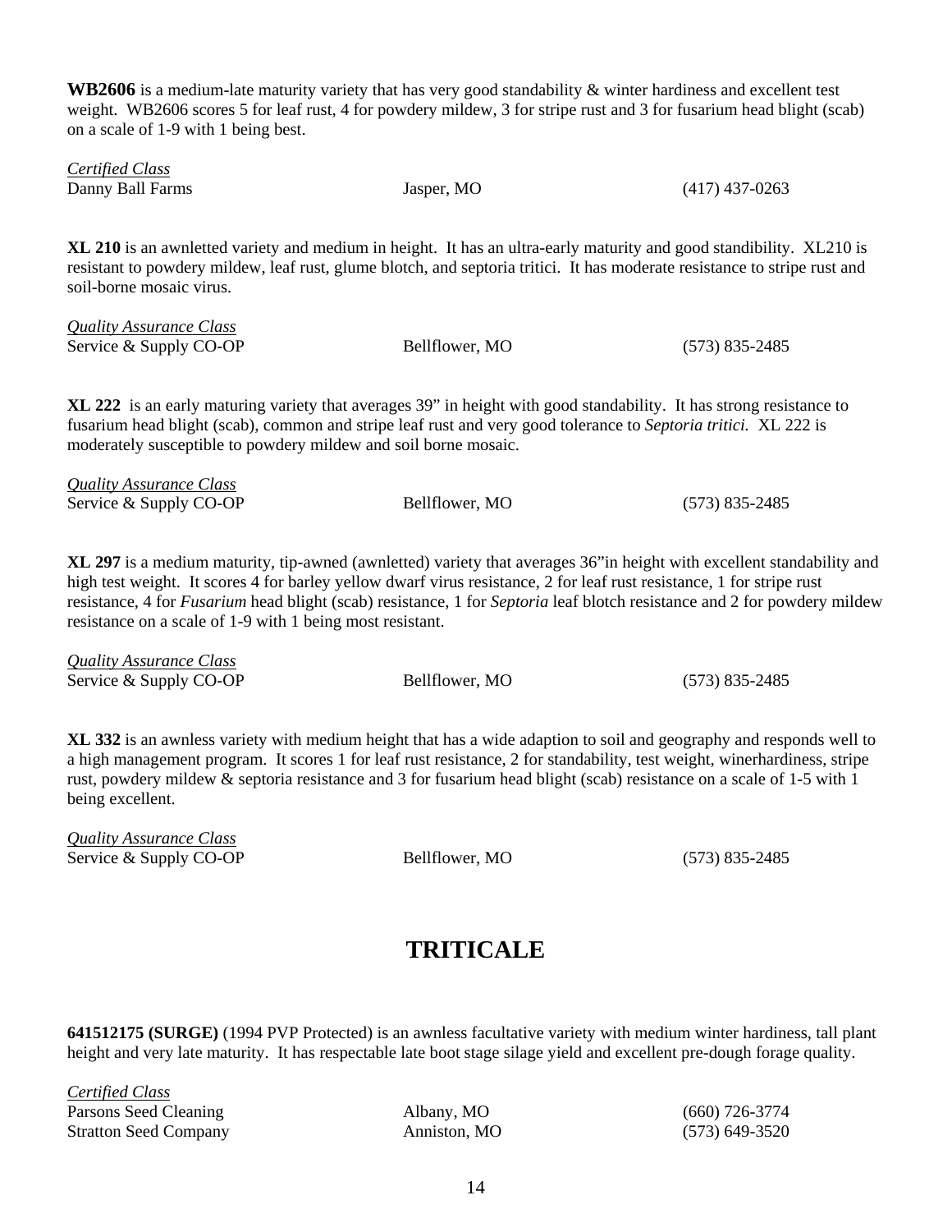**WB2606** is a medium-late maturity variety that has very good standability & winter hardiness and excellent test weight. WB2606 scores 5 for leaf rust, 4 for powdery mildew, 3 for stripe rust and 3 for fusarium head blight (scab) on a scale of 1-9 with 1 being best.

*Certified Class*

| | | |
|---|---|---|
| Danny Ball Farms | Jasper, MO | (417) 437-0263 |

**XL 210** is an awnletted variety and medium in height. It has an ultra-early maturity and good standibility. XL210 is resistant to powdery mildew, leaf rust, glume blotch, and septoria tritici. It has moderate resistance to stripe rust and soil-borne mosaic virus.

*Quality Assurance Class*

| | | |
|---|---|---|
| Service & Supply CO-OP | Bellflower, MO | (573) 835-2485 |

**XL 222** is an early maturing variety that averages 39" in height with good standability. It has strong resistance to fusarium head blight (scab), common and stripe leaf rust and very good tolerance to *Septoria tritici.* XL 222 is moderately susceptible to powdery mildew and soil borne mosaic.

*Quality Assurance Class*

| | | |
|---|---|---|
| Service & Supply CO-OP | Bellflower, MO | (573) 835-2485 |

**XL 297** is a medium maturity, tip-awned (awnletted) variety that averages 36"in height with excellent standability and high test weight. It scores 4 for barley yellow dwarf virus resistance, 2 for leaf rust resistance, 1 for stripe rust resistance, 4 for *Fusarium* head blight (scab) resistance, 1 for *Septoria* leaf blotch resistance and 2 for powdery mildew resistance on a scale of 1-9 with 1 being most resistant.

*Quality Assurance Class*

| | | |
|---|---|---|
| Service & Supply CO-OP | Bellflower, MO | (573) 835-2485 |

**XL 332** is an awnless variety with medium height that has a wide adaption to soil and geography and responds well to a high management program. It scores 1 for leaf rust resistance, 2 for standability, test weight, winerhardiness, stripe rust, powdery mildew & septoria resistance and 3 for fusarium head blight (scab) resistance on a scale of 1-5 with 1 being excellent.

*Quality Assurance Class*

| | | |
|---|---|---|
| Service & Supply CO-OP | Bellflower, MO | (573) 835-2485 |

# TRITICALE

**641512175 (SURGE)** (1994 PVP Protected) is an awnless facultative variety with medium winter hardiness, tall plant height and very late maturity. It has respectable late boot stage silage yield and excellent pre-dough forage quality.

*Certified Class*

| | | |
|---|---|---|
| Parsons Seed Cleaning | Albany, MO | (660) 726-3774 |
| Stratton Seed Company | Anniston, MO | (573) 649-3520 |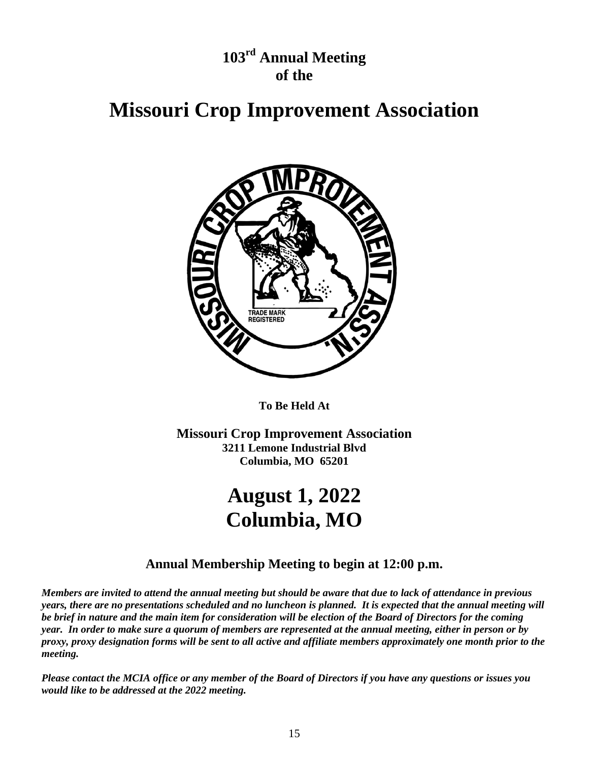**103rd Annual Meeting**
**of the**

# Missouri Crop Improvement Association

**To Be Held At**

**Missouri Crop Improvement Association**
**3211 Lemone Industrial Blvd**
**Columbia, MO 65201**

# August 1, 2022
# Columbia, MO

### Annual Membership Meeting to begin at 12:00 p.m.

***Members are invited to attend the annual meeting but should be aware that due to lack of attendance in previous years, there are no presentations scheduled and no luncheon is planned. It is expected that the annual meeting will be brief in nature and the main item for consideration will be election of the Board of Directors for the coming year. In order to make sure a quorum of members are represented at the annual meeting, either in person or by proxy, proxy designation forms will be sent to all active and affiliate members approximately one month prior to the meeting.***

***Please contact the MCIA office or any member of the Board of Directors if you have any questions or issues you would like to be addressed at the 2022 meeting.***